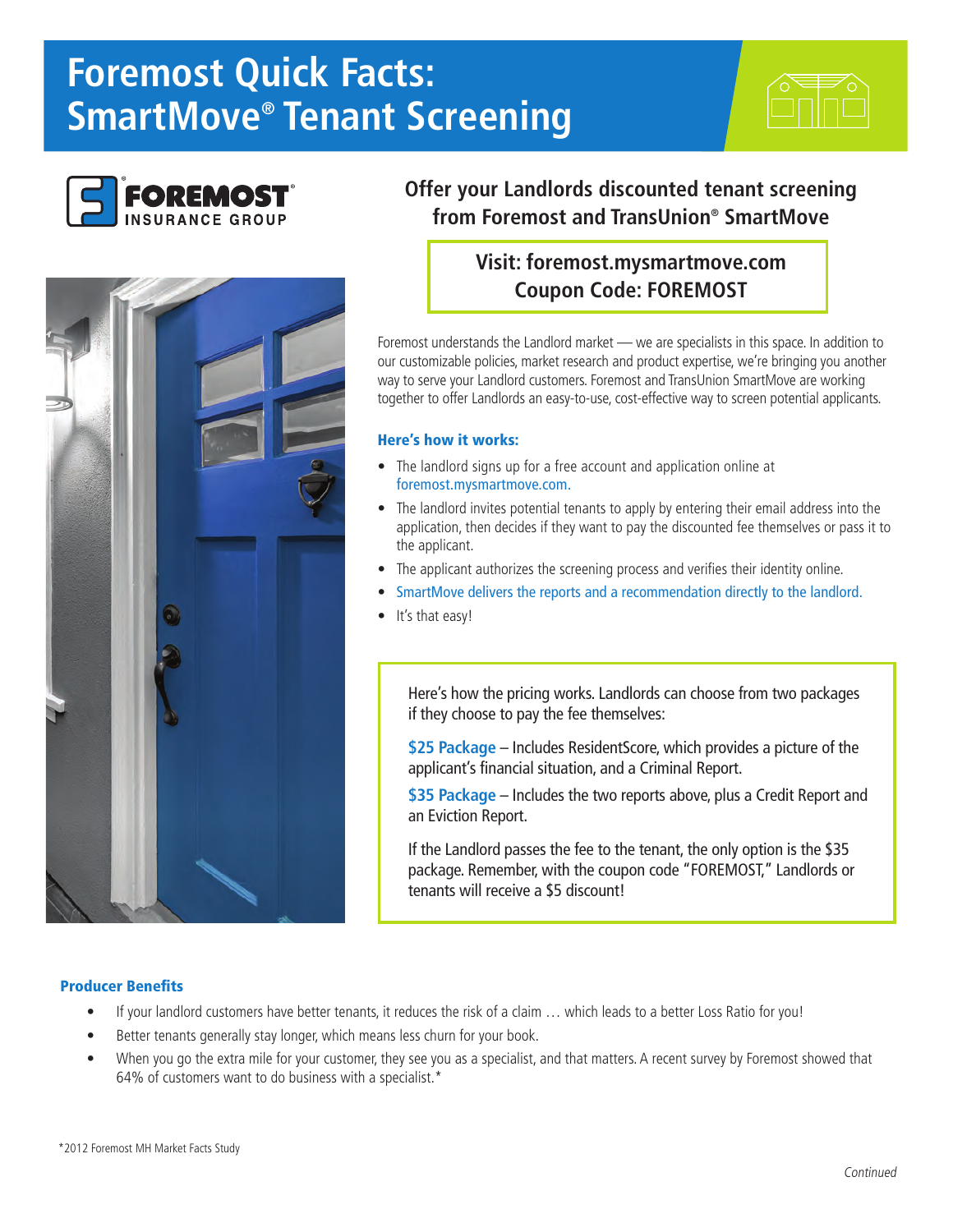# Foremost Quick Facts: SmartMove® Tenant Screening

FOREMOST® INSURANCE GROUP

## Offer your Landlords discounted tenant screening from Foremost and TransUnion® SmartMove

**Visit: foremost.mysmartmove.com**
**Coupon Code: FOREMOST**

Foremost understands the Landlord market — we are specialists in this space. In addition to our customizable policies, market research and product expertise, we're bringing you another way to serve your Landlord customers. Foremost and TransUnion SmartMove are working together to offer Landlords an easy-to-use, cost-effective way to screen potential applicants.

### Here's how it works:

- The landlord signs up for a free account and application online at foremost.mysmartmove.com.
- The landlord invites potential tenants to apply by entering their email address into the application, then decides if they want to pay the discounted fee themselves or pass it to the applicant.
- The applicant authorizes the screening process and verifies their identity online.
- SmartMove delivers the reports and a recommendation directly to the landlord.
- It's that easy!

Here's how the pricing works. Landlords can choose from two packages if they choose to pay the fee themselves:

**$25 Package** – Includes ResidentScore, which provides a picture of the applicant's financial situation, and a Criminal Report.

**$35 Package** – Includes the two reports above, plus a Credit Report and an Eviction Report.

If the Landlord passes the fee to the tenant, the only option is the $35 package. Remember, with the coupon code "FOREMOST," Landlords or tenants will receive a $5 discount!

### Producer Benefits

- If your landlord customers have better tenants, it reduces the risk of a claim … which leads to a better Loss Ratio for you!
- Better tenants generally stay longer, which means less churn for your book.
- When you go the extra mile for your customer, they see you as a specialist, and that matters. A recent survey by Foremost showed that 64% of customers want to do business with a specialist.*

*2012 Foremost MH Market Facts Study

*Continued*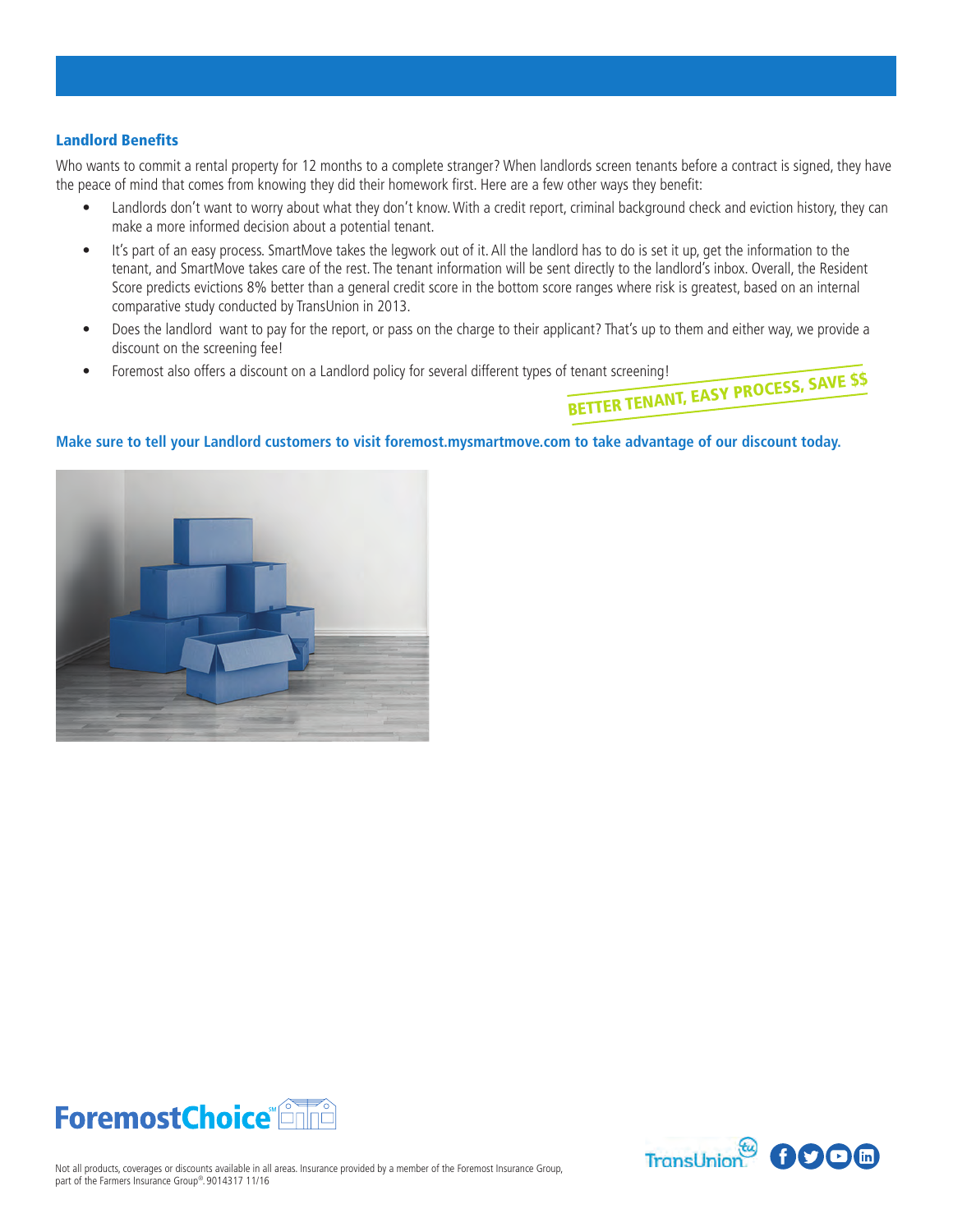## Landlord Benefits

Who wants to commit a rental property for 12 months to a complete stranger? When landlords screen tenants before a contract is signed, they have the peace of mind that comes from knowing they did their homework first. Here are a few other ways they benefit:

- Landlords don't want to worry about what they don't know. With a credit report, criminal background check and eviction history, they can make a more informed decision about a potential tenant.
- It's part of an easy process. SmartMove takes the legwork out of it. All the landlord has to do is set it up, get the information to the tenant, and SmartMove takes care of the rest. The tenant information will be sent directly to the landlord's inbox. Overall, the Resident Score predicts evictions 8% better than a general credit score in the bottom score ranges where risk is greatest, based on an internal comparative study conducted by TransUnion in 2013.
- Does the landlord want to pay for the report, or pass on the charge to their applicant? That's up to them and either way, we provide a discount on the screening fee!
- Foremost also offers a discount on a Landlord policy for several different types of tenant screening!

BETTER TENANT, EASY PROCESS, SAVE $$

**Make sure to tell your Landlord customers to visit foremost.mysmartmove.com to take advantage of our discount today.**

ForemostChoice℠

Not all products, coverages or discounts available in all areas. Insurance provided by a member of the Foremost Insurance Group, part of the Farmers Insurance Group®. 9014317 11/16

TransUnion